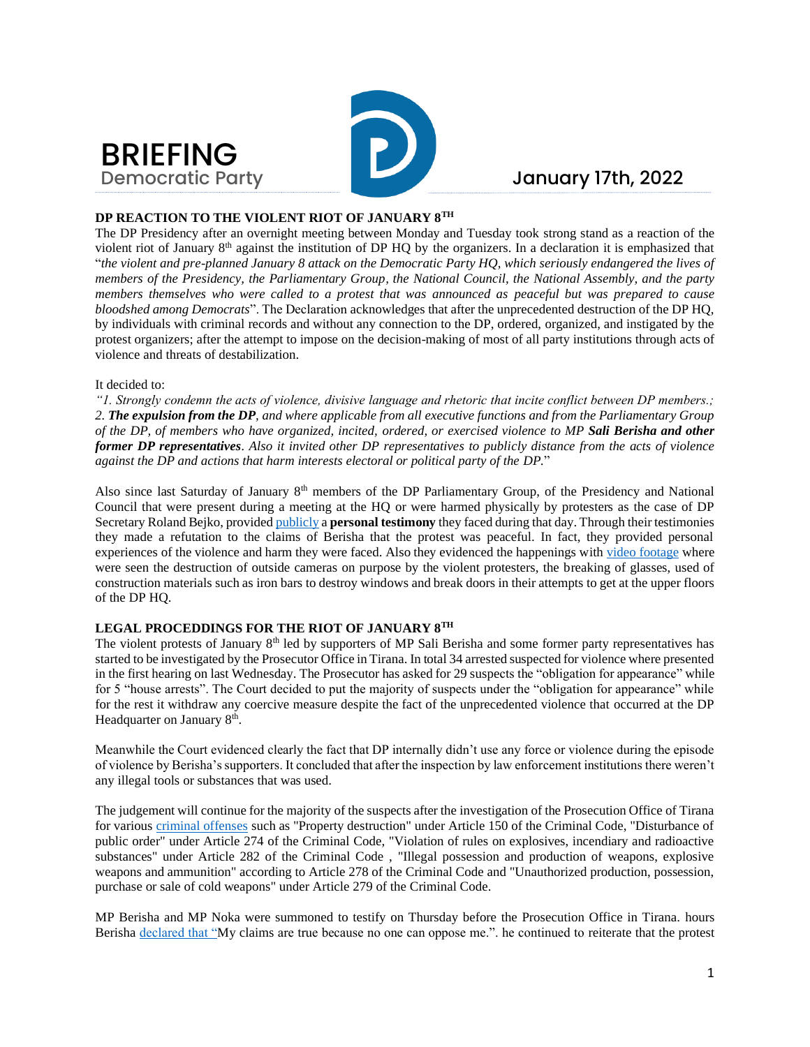# BRIEFING

Democratic Party

January 17th, 2022

## DP REACTION TO THE VIOLENT RIOT OF JANUARY 8TH

The DP Presidency after an overnight meeting between Monday and Tuesday took strong stand as a reaction of the violent riot of January 8th against the institution of DP HQ by the organizers. In a declaration it is emphasized that "*the violent and pre-planned January 8 attack on the Democratic Party HQ, which seriously endangered the lives of members of the Presidency, the Parliamentary Group, the National Council, the National Assembly, and the party members themselves who were called to a protest that was announced as peaceful but was prepared to cause bloodshed among Democrats*". The Declaration acknowledges that after the unprecedented destruction of the DP HQ, by individuals with criminal records and without any connection to the DP, ordered, organized, and instigated by the protest organizers; after the attempt to impose on the decision-making of most of all party institutions through acts of violence and threats of destabilization.

It decided to:

*"1. Strongly condemn the acts of violence, divisive language and rhetoric that incite conflict between DP members.; 2. **The expulsion from the DP**, and where applicable from all executive functions and from the Parliamentary Group of the DP, of members who have organized, incited, ordered, or exercised violence to MP **Sali Berisha and other former DP representatives**. Also it invited other DP representatives to publicly distance from the acts of violence against the DP and actions that harm interests electoral or political party of the DP.*"

Also since last Saturday of January 8th members of the DP Parliamentary Group, of the Presidency and National Council that were present during a meeting at the HQ or were harmed physically by protesters as the case of DP Secretary Roland Bejko, provided publicly a **personal testimony** they faced during that day. Through their testimonies they made a refutation to the claims of Berisha that the protest was peaceful. In fact, they provided personal experiences of the violence and harm they were faced. Also they evidenced the happenings with video footage where were seen the destruction of outside cameras on purpose by the violent protesters, the breaking of glasses, used of construction materials such as iron bars to destroy windows and break doors in their attempts to get at the upper floors of the DP HQ.

## LEGAL PROCEDDINGS FOR THE RIOT OF JANUARY 8TH

The violent protests of January 8th led by supporters of MP Sali Berisha and some former party representatives has started to be investigated by the Prosecutor Office in Tirana. In total 34 arrested suspected for violence where presented in the first hearing on last Wednesday. The Prosecutor has asked for 29 suspects the "obligation for appearance" while for 5 "house arrests". The Court decided to put the majority of suspects under the "obligation for appearance" while for the rest it withdraw any coercive measure despite the fact of the unprecedented violence that occurred at the DP Headquarter on January 8th.

Meanwhile the Court evidenced clearly the fact that DP internally didn't use any force or violence during the episode of violence by Berisha's supporters. It concluded that after the inspection by law enforcement institutions there weren't any illegal tools or substances that was used.

The judgement will continue for the majority of the suspects after the investigation of the Prosecution Office of Tirana for various criminal offenses such as "Property destruction" under Article 150 of the Criminal Code, "Disturbance of public order" under Article 274 of the Criminal Code, "Violation of rules on explosives, incendiary and radioactive substances" under Article 282 of the Criminal Code , "Illegal possession and production of weapons, explosive weapons and ammunition" according to Article 278 of the Criminal Code and "Unauthorized production, possession, purchase or sale of cold weapons" under Article 279 of the Criminal Code.

MP Berisha and MP Noka were summoned to testify on Thursday before the Prosecution Office in Tirana. hours Berisha declared that "My claims are true because no one can oppose me.". he continued to reiterate that the protest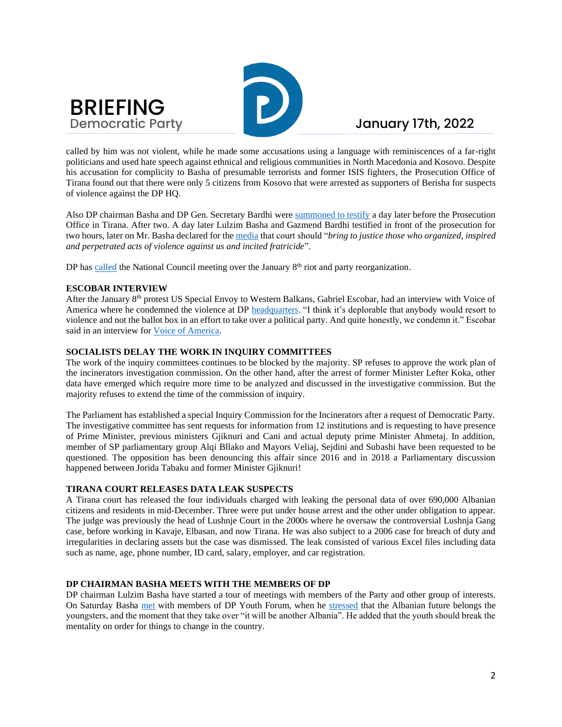called by him was not violent, while he made some accusations using a language with reminiscences of a far-right politicians and used hate speech against ethnical and religious communities in North Macedonia and Kosovo. Despite his accusation for complicity to Basha of presumable terrorists and former ISIS fighters, the Prosecution Office of Tirana found out that there were only 5 citizens from Kosovo that were arrested as supporters of Berisha for suspects of violence against the DP HQ.

Also DP chairman Basha and DP Gen. Secretary Bardhi were summoned to testify a day later before the Prosecution Office in Tirana. After two. A day later Lulzim Basha and Gazmend Bardhi testified in front of the prosecution for two hours, later on Mr. Basha declared for the media that court should "*bring to justice those who organized, inspired and perpetrated acts of violence against us and incited fratricide*".

DP has called the National Council meeting over the January 8th riot and party reorganization.

### ESCOBAR INTERVIEW

After the January 8th protest US Special Envoy to Western Balkans, Gabriel Escobar, had an interview with Voice of America where he condemned the violence at DP headquarters. "I think it's deplorable that anybody would resort to violence and not the ballot box in an effort to take over a political party. And quite honestly, we condemn it." Escobar said in an interview for Voice of America.

### SOCIALISTS DELAY THE WORK IN INQUIRY COMMITTEES

The work of the inquiry committees continues to be blocked by the majority. SP refuses to approve the work plan of the incinerators investigation commission. On the other hand, after the arrest of former Minister Lefter Koka, other data have emerged which require more time to be analyzed and discussed in the investigative commission. But the majority refuses to extend the time of the commission of inquiry.

The Parliament has established a special Inquiry Commission for the Incinerators after a request of Democratic Party. The investigative committee has sent requests for information from 12 institutions and is requesting to have presence of Prime Minister, previous ministers Gjiknuri and Cani and actual deputy prime Minister Ahmetaj. In addition, member of SP parliamentary group Alqi Bllako and Mayors Veliaj, Sejdini and Subashi have been requested to be questioned. The opposition has been denouncing this affair since 2016 and in 2018 a Parliamentary discussion happened between Jorida Tabaku and former Minister Gjiknuri!

### TIRANA COURT RELEASES DATA LEAK SUSPECTS

A Tirana court has released the four individuals charged with leaking the personal data of over 690,000 Albanian citizens and residents in mid-December. Three were put under house arrest and the other under obligation to appear. The judge was previously the head of Lushnje Court in the 2000s where he oversaw the controversial Lushnja Gang case, before working in Kavaje, Elbasan, and now Tirana. He was also subject to a 2006 case for breach of duty and irregularities in declaring assets but the case was dismissed. The leak consisted of various Excel files including data such as name, age, phone number, ID card, salary, employer, and car registration.

### DP CHAIRMAN BASHA MEETS WITH THE MEMBERS OF DP

DP chairman Lulzim Basha have started a tour of meetings with members of the Party and other group of interests. On Saturday Basha met with members of DP Youth Forum, when he stressed that the Albanian future belongs the youngsters, and the moment that they take over "it will be another Albania". He added that the youth should break the mentality on order for things to change in the country.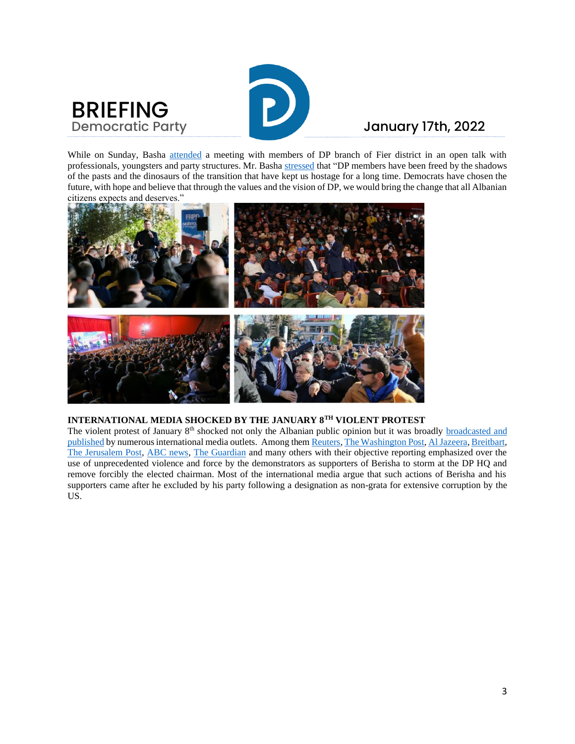While on Sunday, Basha attended a meeting with members of DP branch of Fier district in an open talk with professionals, youngsters and party structures. Mr. Basha stressed that "DP members have been freed by the shadows of the pasts and the dinosaurs of the transition that have kept us hostage for a long time. Democrats have chosen the future, with hope and believe that through the values and the vision of DP, we would bring the change that all Albanian citizens expects and deserves."

**INTERNATIONAL MEDIA SHOCKED BY THE JANUARY 8TH VIOLENT PROTEST**

The violent protest of January 8th shocked not only the Albanian public opinion but it was broadly broadcasted and published by numerous international media outlets. Among them Reuters, The Washington Post, Al Jazeera, Breitbart, The Jerusalem Post, ABC news, The Guardian and many others with their objective reporting emphasized over the use of unprecedented violence and force by the demonstrators as supporters of Berisha to storm at the DP HQ and remove forcibly the elected chairman. Most of the international media argue that such actions of Berisha and his supporters came after he excluded by his party following a designation as non-grata for extensive corruption by the US.